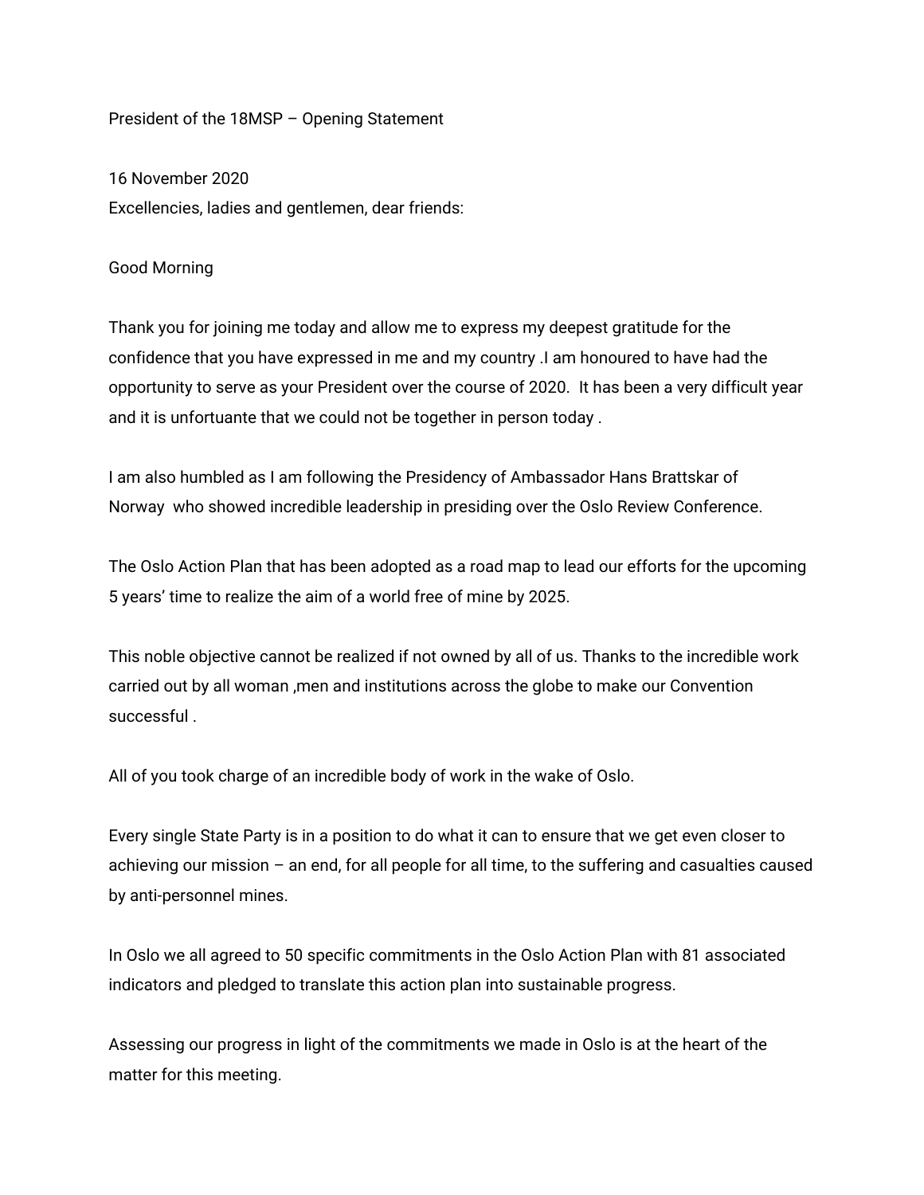President of the 18MSP – Opening Statement

16 November 2020
Excellencies, ladies and gentlemen, dear friends:

Good Morning

Thank you for joining me today and allow me to express my deepest gratitude for the confidence that you have expressed in me and my country .I am honoured to have had the opportunity to serve as your President over the course of 2020. It has been a very difficult year and it is unfortuante that we could not be together in person today .

I am also humbled as I am following the Presidency of Ambassador Hans Brattskar of Norway who showed incredible leadership in presiding over the Oslo Review Conference.

The Oslo Action Plan that has been adopted as a road map to lead our efforts for the upcoming 5 years' time to realize the aim of a world free of mine by 2025.

This noble objective cannot be realized if not owned by all of us. Thanks to the incredible work carried out by all woman ,men and institutions across the globe to make our Convention successful .

All of you took charge of an incredible body of work in the wake of Oslo.

Every single State Party is in a position to do what it can to ensure that we get even closer to achieving our mission – an end, for all people for all time, to the suffering and casualties caused by anti-personnel mines.

In Oslo we all agreed to 50 specific commitments in the Oslo Action Plan with 81 associated indicators and pledged to translate this action plan into sustainable progress.

Assessing our progress in light of the commitments we made in Oslo is at the heart of the matter for this meeting.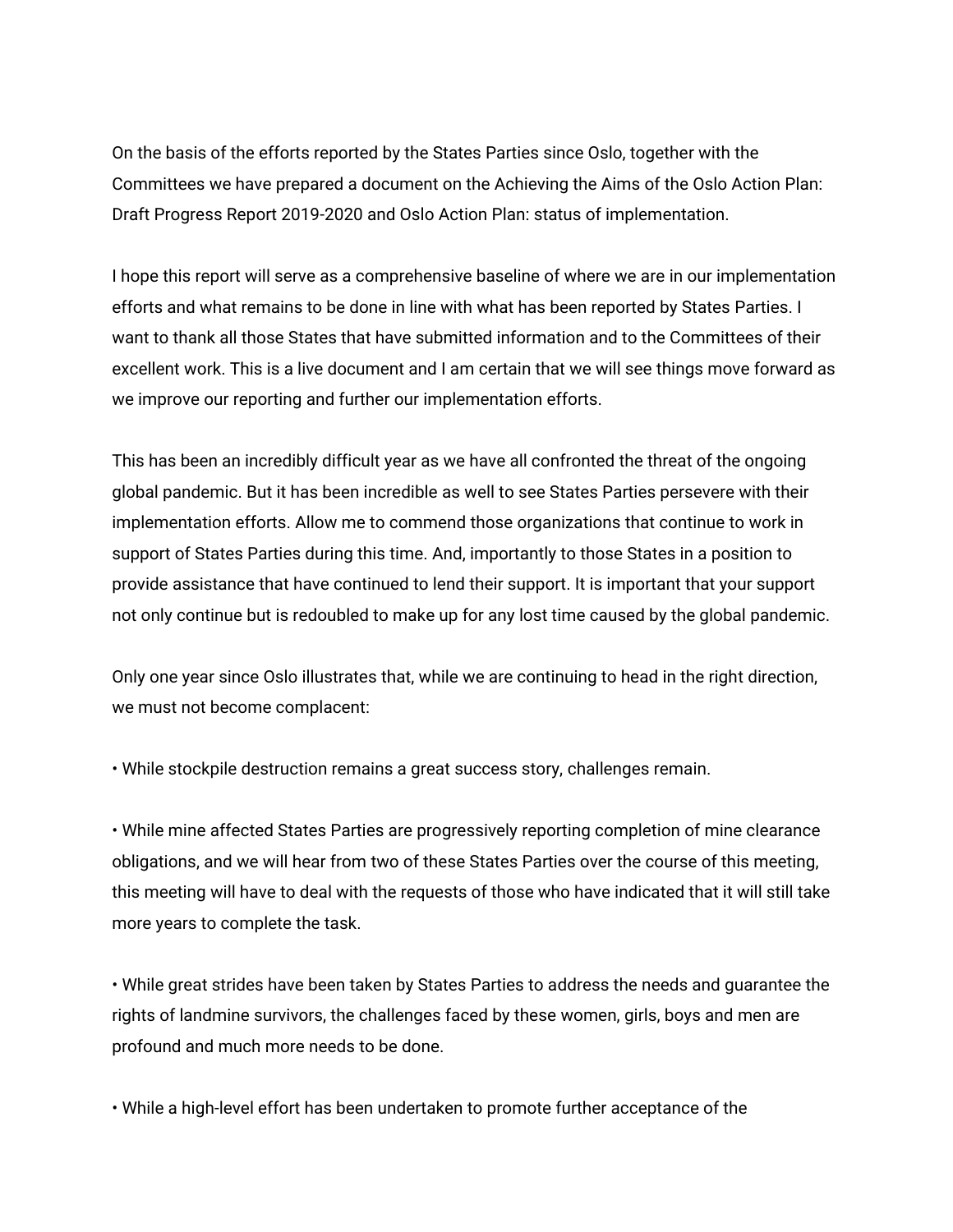On the basis of the efforts reported by the States Parties since Oslo, together with the Committees we have prepared a document on the Achieving the Aims of the Oslo Action Plan: Draft Progress Report 2019-2020 and Oslo Action Plan: status of implementation.

I hope this report will serve as a comprehensive baseline of where we are in our implementation efforts and what remains to be done in line with what has been reported by States Parties. I want to thank all those States that have submitted information and to the Committees of their excellent work. This is a live document and I am certain that we will see things move forward as we improve our reporting and further our implementation efforts.

This has been an incredibly difficult year as we have all confronted the threat of the ongoing global pandemic. But it has been incredible as well to see States Parties persevere with their implementation efforts. Allow me to commend those organizations that continue to work in support of States Parties during this time. And, importantly to those States in a position to provide assistance that have continued to lend their support. It is important that your support not only continue but is redoubled to make up for any lost time caused by the global pandemic.

Only one year since Oslo illustrates that, while we are continuing to head in the right direction, we must not become complacent:

• While stockpile destruction remains a great success story, challenges remain.

• While mine affected States Parties are progressively reporting completion of mine clearance obligations, and we will hear from two of these States Parties over the course of this meeting, this meeting will have to deal with the requests of those who have indicated that it will still take more years to complete the task.

• While great strides have been taken by States Parties to address the needs and guarantee the rights of landmine survivors, the challenges faced by these women, girls, boys and men are profound and much more needs to be done.

• While a high-level effort has been undertaken to promote further acceptance of the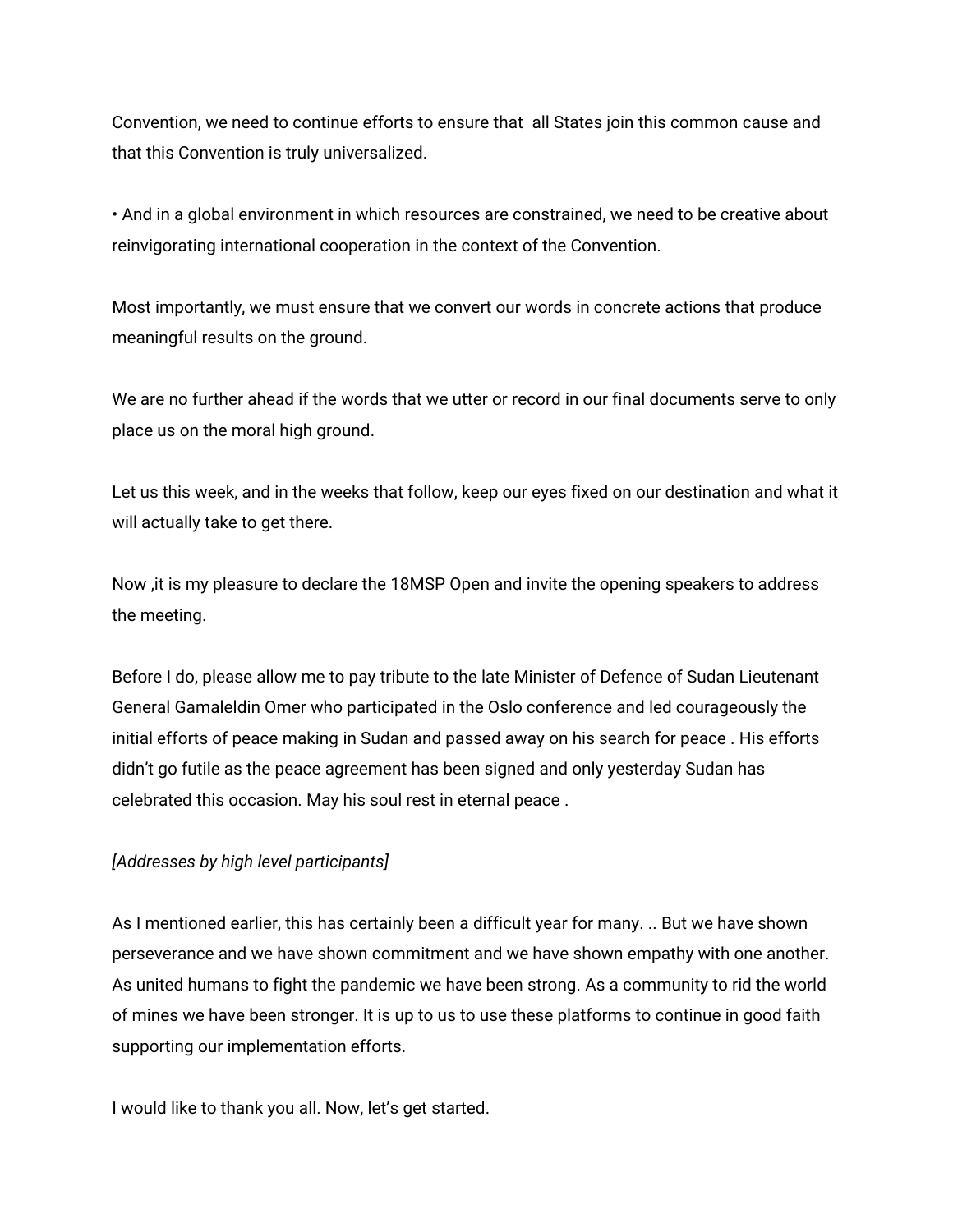Convention, we need to continue efforts to ensure that  all States join this common cause and that this Convention is truly universalized.

• And in a global environment in which resources are constrained, we need to be creative about reinvigorating international cooperation in the context of the Convention.

Most importantly, we must ensure that we convert our words in concrete actions that produce meaningful results on the ground.

We are no further ahead if the words that we utter or record in our final documents serve to only place us on the moral high ground.

Let us this week, and in the weeks that follow, keep our eyes fixed on our destination and what it will actually take to get there.

Now ,it is my pleasure to declare the 18MSP Open and invite the opening speakers to address the meeting.

Before I do, please allow me to pay tribute to the late Minister of Defence of Sudan Lieutenant General Gamaleldin Omer who participated in the Oslo conference and led courageously the initial efforts of peace making in Sudan and passed away on his search for peace . His efforts didn't go futile as the peace agreement has been signed and only yesterday Sudan has celebrated this occasion. May his soul rest in eternal peace .

*[Addresses by high level participants]*

As I mentioned earlier, this has certainly been a difficult year for many. .. But we have shown perseverance and we have shown commitment and we have shown empathy with one another. As united humans to fight the pandemic we have been strong. As a community to rid the world of mines we have been stronger. It is up to us to use these platforms to continue in good faith supporting our implementation efforts.

I would like to thank you all. Now, let's get started.